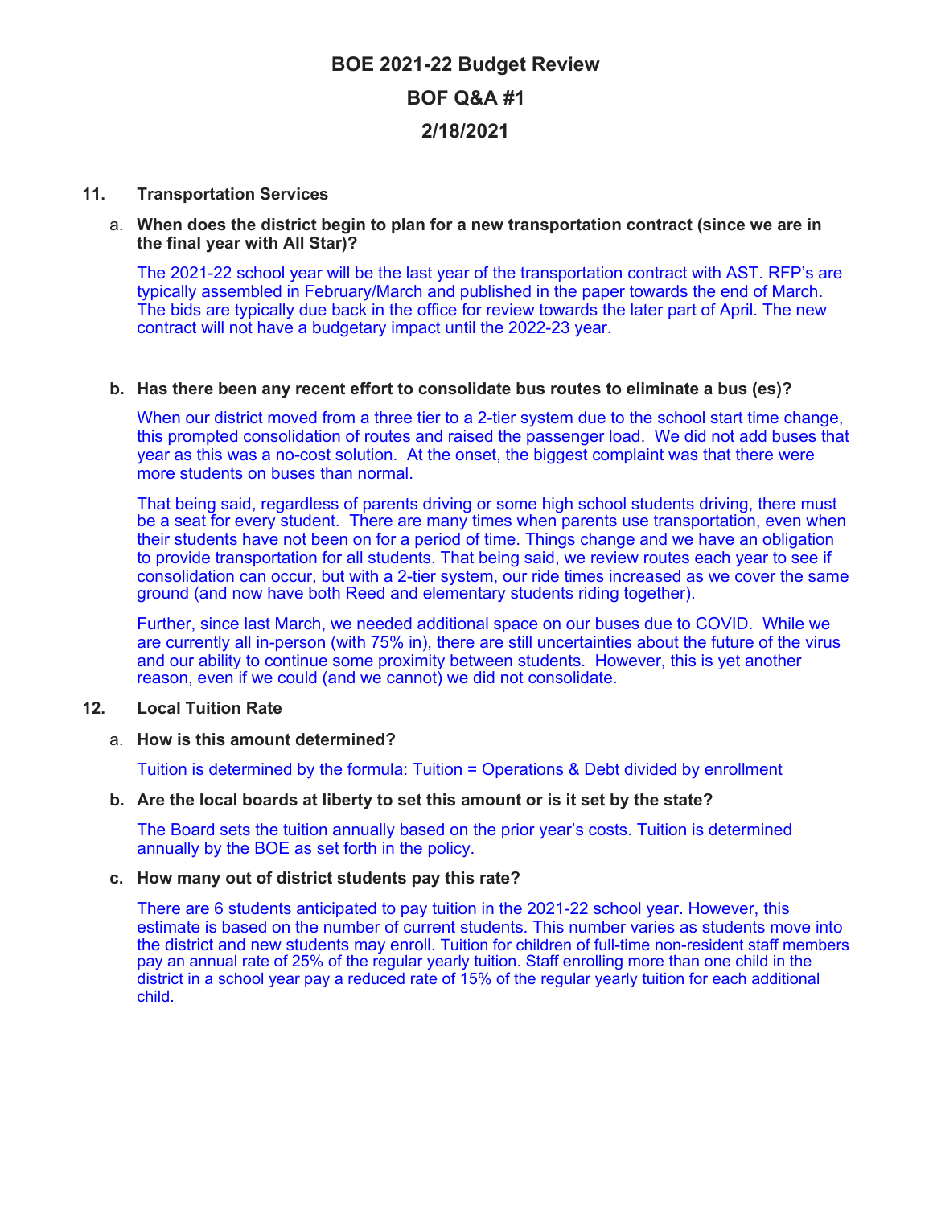# BOE 2021-22 Budget Review

## BOF Q&A #1

## 2/18/2021

**11. Transportation Services**

a. **When does the district begin to plan for a new transportation contract (since we are in the final year with All Star)?**

The 2021-22 school year will be the last year of the transportation contract with AST. RFP's are typically assembled in February/March and published in the paper towards the end of March. The bids are typically due back in the office for review towards the later part of April. The new contract will not have a budgetary impact until the 2022-23 year.

**b. Has there been any recent effort to consolidate bus routes to eliminate a bus (es)?**

When our district moved from a three tier to a 2-tier system due to the school start time change, this prompted consolidation of routes and raised the passenger load. We did not add buses that year as this was a no-cost solution. At the onset, the biggest complaint was that there were more students on buses than normal.

That being said, regardless of parents driving or some high school students driving, there must be a seat for every student. There are many times when parents use transportation, even when their students have not been on for a period of time. Things change and we have an obligation to provide transportation for all students. That being said, we review routes each year to see if consolidation can occur, but with a 2-tier system, our ride times increased as we cover the same ground (and now have both Reed and elementary students riding together).

Further, since last March, we needed additional space on our buses due to COVID. While we are currently all in-person (with 75% in), there are still uncertainties about the future of the virus and our ability to continue some proximity between students. However, this is yet another reason, even if we could (and we cannot) we did not consolidate.

**12. Local Tuition Rate**

a. **How is this amount determined?**

Tuition is determined by the formula: Tuition = Operations & Debt divided by enrollment

**b. Are the local boards at liberty to set this amount or is it set by the state?**

The Board sets the tuition annually based on the prior year's costs. Tuition is determined annually by the BOE as set forth in the policy.

**c. How many out of district students pay this rate?**

There are 6 students anticipated to pay tuition in the 2021-22 school year. However, this estimate is based on the number of current students. This number varies as students move into the district and new students may enroll. Tuition for children of full-time non-resident staff members pay an annual rate of 25% of the regular yearly tuition. Staff enrolling more than one child in the district in a school year pay a reduced rate of 15% of the regular yearly tuition for each additional child.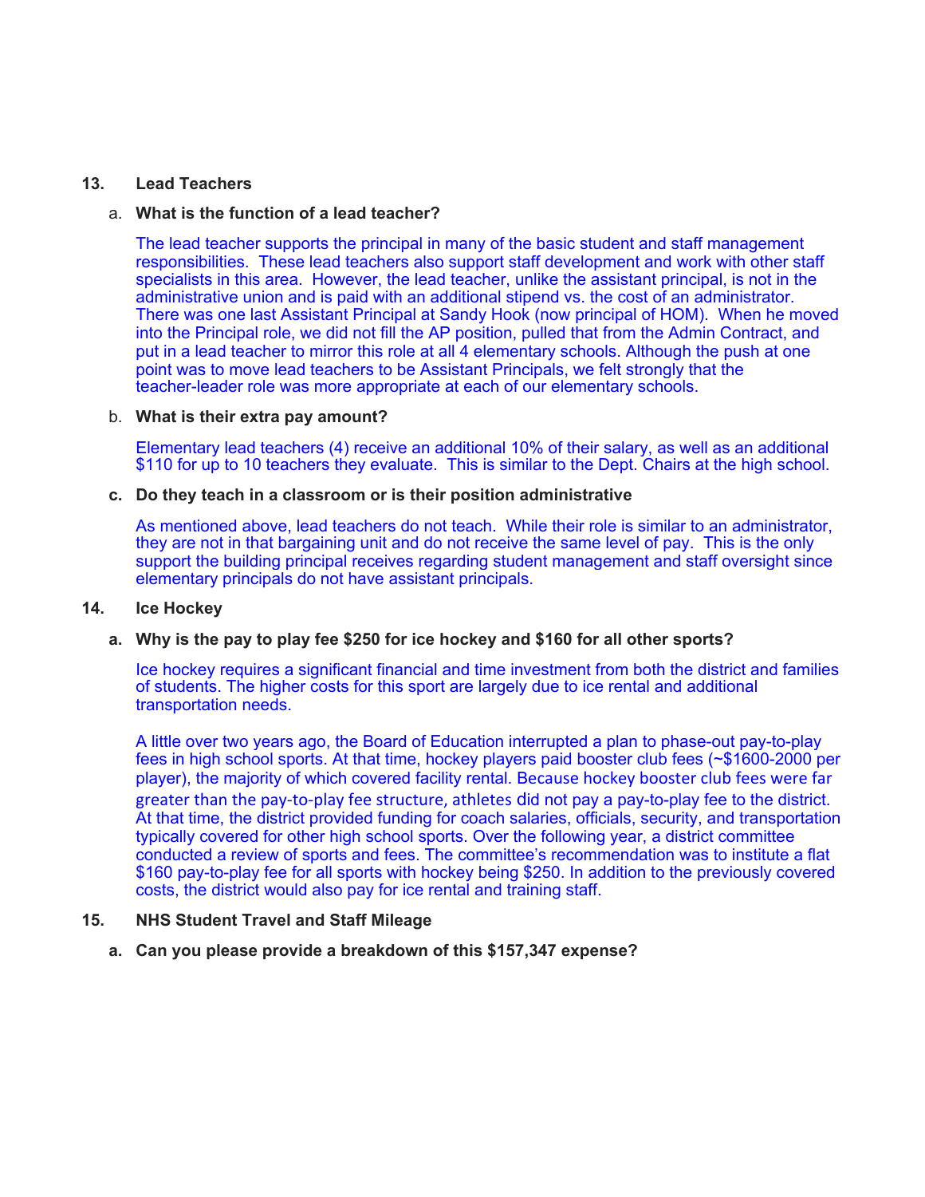**13. Lead Teachers**

a. **What is the function of a lead teacher?**

The lead teacher supports the principal in many of the basic student and staff management responsibilities. These lead teachers also support staff development and work with other staff specialists in this area. However, the lead teacher, unlike the assistant principal, is not in the administrative union and is paid with an additional stipend vs. the cost of an administrator. There was one last Assistant Principal at Sandy Hook (now principal of HOM). When he moved into the Principal role, we did not fill the AP position, pulled that from the Admin Contract, and put in a lead teacher to mirror this role at all 4 elementary schools. Although the push at one point was to move lead teachers to be Assistant Principals, we felt strongly that the teacher-leader role was more appropriate at each of our elementary schools.

b. **What is their extra pay amount?**

Elementary lead teachers (4) receive an additional 10% of their salary, as well as an additional $110 for up to 10 teachers they evaluate. This is similar to the Dept. Chairs at the high school.

c. **Do they teach in a classroom or is their position administrative**

As mentioned above, lead teachers do not teach. While their role is similar to an administrator, they are not in that bargaining unit and do not receive the same level of pay. This is the only support the building principal receives regarding student management and staff oversight since elementary principals do not have assistant principals.

**14. Ice Hockey**

a. **Why is the pay to play fee $250 for ice hockey and $160 for all other sports?**

Ice hockey requires a significant financial and time investment from both the district and families of students. The higher costs for this sport are largely due to ice rental and additional transportation needs.

A little over two years ago, the Board of Education interrupted a plan to phase-out pay-to-play fees in high school sports. At that time, hockey players paid booster club fees (~$1600-2000 per player), the majority of which covered facility rental. Because hockey booster club fees were far greater than the pay-to-play fee structure, athletes did not pay a pay-to-play fee to the district. At that time, the district provided funding for coach salaries, officials, security, and transportation typically covered for other high school sports. Over the following year, a district committee conducted a review of sports and fees. The committee's recommendation was to institute a flat $160 pay-to-play fee for all sports with hockey being $250. In addition to the previously covered costs, the district would also pay for ice rental and training staff.

**15. NHS Student Travel and Staff Mileage**

a. **Can you please provide a breakdown of this $157,347 expense?**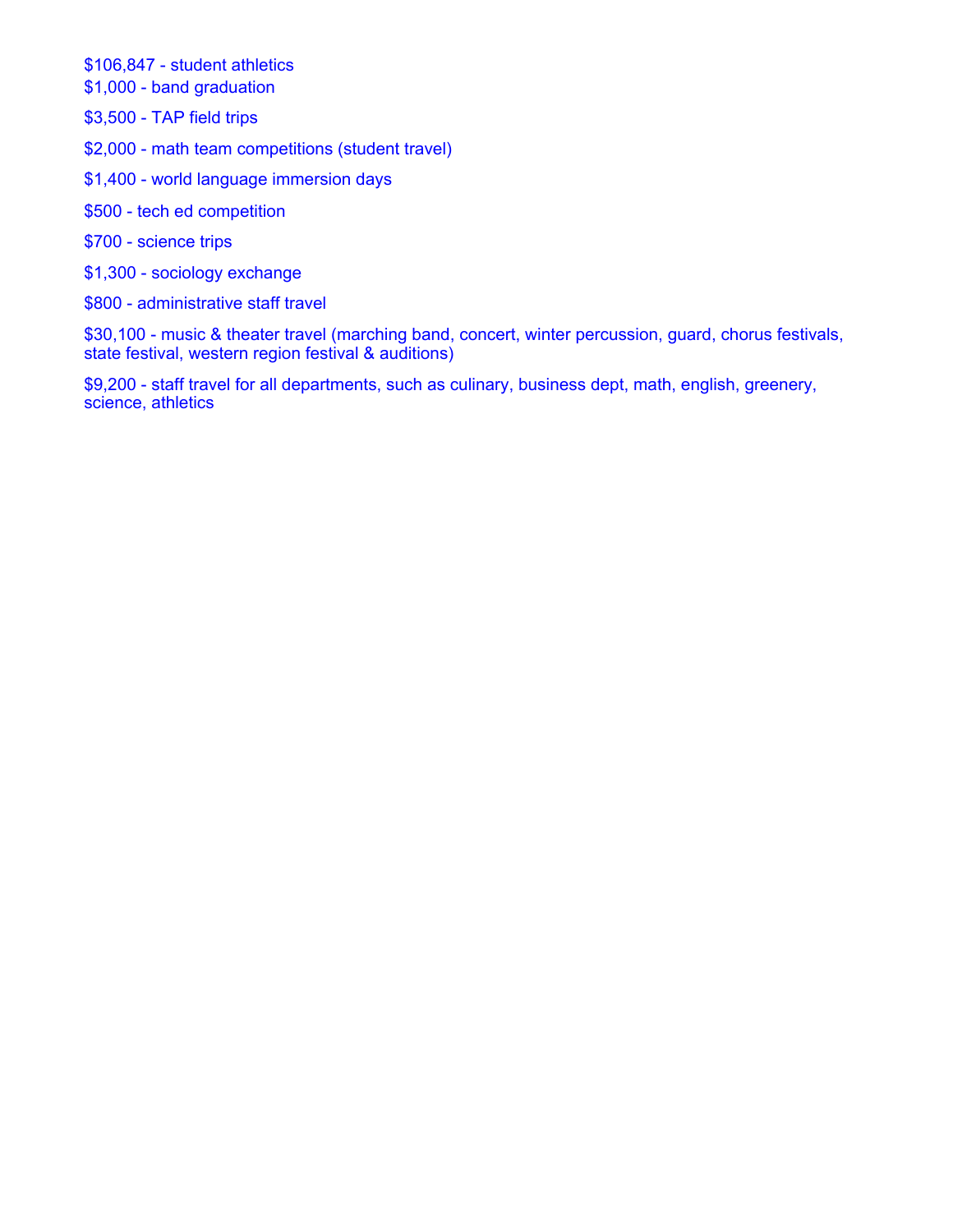$106,847 - student athletics
$1,000 - band graduation

$3,500 - TAP field trips

$2,000 - math team competitions (student travel)

$1,400 - world language immersion days

$500 - tech ed competition

$700 - science trips

$1,300 - sociology exchange

$800 - administrative staff travel

$30,100 - music & theater travel (marching band, concert, winter percussion, guard, chorus festivals, state festival, western region festival & auditions)

$9,200 - staff travel for all departments, such as culinary, business dept, math, english, greenery, science, athletics